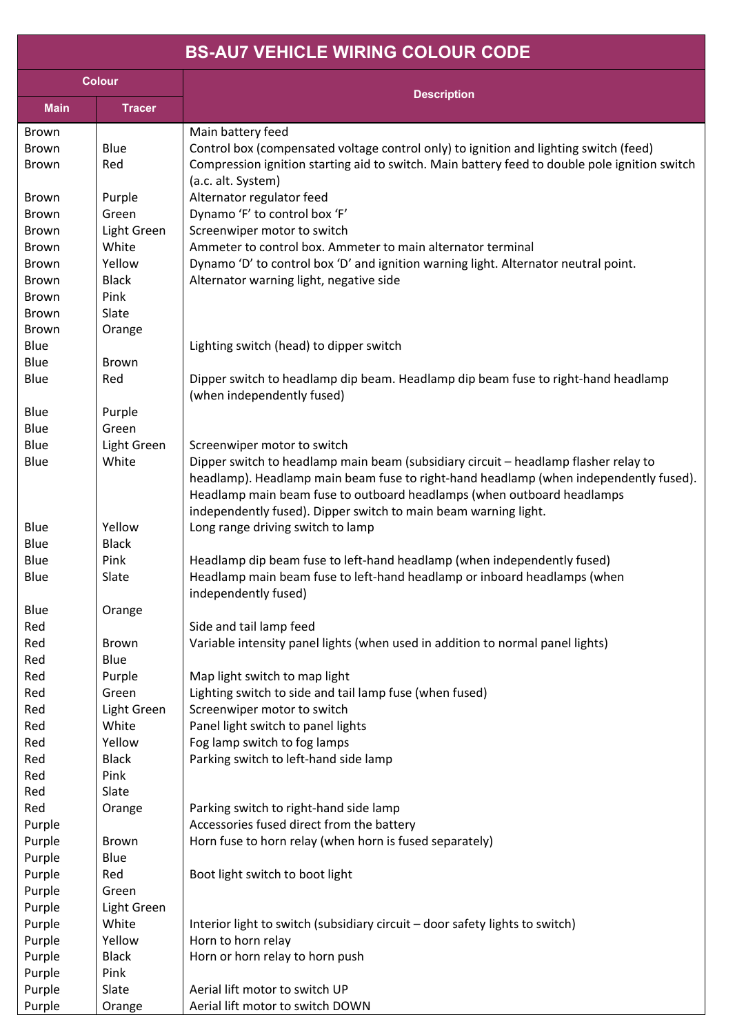# BS-AU7 VEHICLE WIRING COLOUR CODE

| Colour | | Description |
|---|---|---|
| Main | Tracer | |
| Brown | | Main battery feed |
| Brown | Blue | Control box (compensated voltage control only) to ignition and lighting switch (feed) |
| Brown | Red | Compression ignition starting aid to switch. Main battery feed to double pole ignition switch (a.c. alt. System) |
| Brown | Purple | Alternator regulator feed |
| Brown | Green | Dynamo 'F' to control box 'F' |
| Brown | Light Green | Screenwiper motor to switch |
| Brown | White | Ammeter to control box. Ammeter to main alternator terminal |
| Brown | Yellow | Dynamo 'D' to control box 'D' and ignition warning light. Alternator neutral point. |
| Brown | Black | Alternator warning light, negative side |
| Brown | Pink | |
| Brown | Slate | |
| Brown | Orange | |
| Blue | | Lighting switch (head) to dipper switch |
| Blue | Brown | |
| Blue | Red | Dipper switch to headlamp dip beam. Headlamp dip beam fuse to right-hand headlamp (when independently fused) |
| Blue | Purple | |
| Blue | Green | |
| Blue | Light Green | Screenwiper motor to switch |
| Blue | White | Dipper switch to headlamp main beam (subsidiary circuit – headlamp flasher relay to headlamp). Headlamp main beam fuse to right-hand headlamp (when independently fused). Headlamp main beam fuse to outboard headlamps (when outboard headlamps independently fused). Dipper switch to main beam warning light. |
| Blue | Yellow | Long range driving switch to lamp |
| Blue | Black | |
| Blue | Pink | Headlamp dip beam fuse to left-hand headlamp (when independently fused) |
| Blue | Slate | Headlamp main beam fuse to left-hand headlamp or inboard headlamps (when independently fused) |
| Blue | Orange | |
| Red | | Side and tail lamp feed |
| Red | Brown | Variable intensity panel lights (when used in addition to normal panel lights) |
| Red | Blue | |
| Red | Purple | Map light switch to map light |
| Red | Green | Lighting switch to side and tail lamp fuse (when fused) |
| Red | Light Green | Screenwiper motor to switch |
| Red | White | Panel light switch to panel lights |
| Red | Yellow | Fog lamp switch to fog lamps |
| Red | Black | Parking switch to left-hand side lamp |
| Red | Pink | |
| Red | Slate | |
| Red | Orange | Parking switch to right-hand side lamp |
| Purple | | Accessories fused direct from the battery |
| Purple | Brown | Horn fuse to horn relay (when horn is fused separately) |
| Purple | Blue | |
| Purple | Red | Boot light switch to boot light |
| Purple | Green | |
| Purple | Light Green | |
| Purple | White | Interior light to switch (subsidiary circuit – door safety lights to switch) |
| Purple | Yellow | Horn to horn relay |
| Purple | Black | Horn or horn relay to horn push |
| Purple | Pink | |
| Purple | Slate | Aerial lift motor to switch UP |
| Purple | Orange | Aerial lift motor to switch DOWN |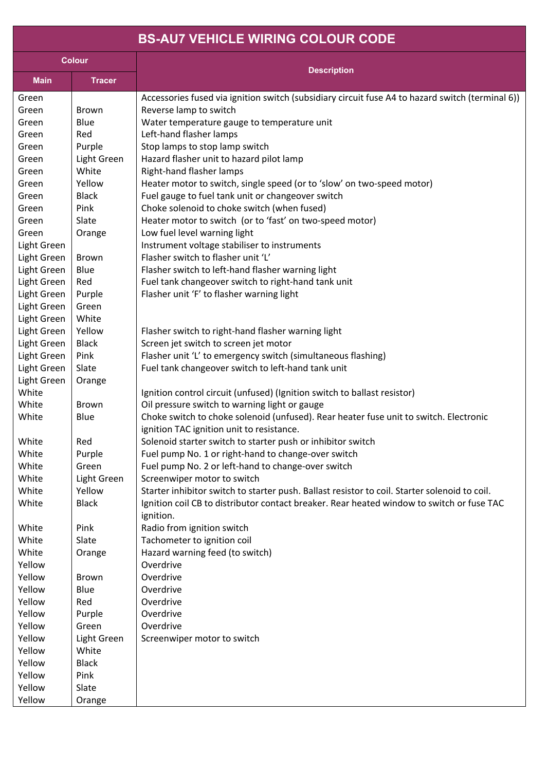| BS-AU7 VEHICLE WIRING COLOUR CODE | | |
|---|---|---|
| Colour | | Description |
| Main | Tracer | |
| Green | | Accessories fused via ignition switch (subsidiary circuit fuse A4 to hazard switch (terminal 6)) |
| Green | Brown | Reverse lamp to switch |
| Green | Blue | Water temperature gauge to temperature unit |
| Green | Red | Left-hand flasher lamps |
| Green | Purple | Stop lamps to stop lamp switch |
| Green | Light Green | Hazard flasher unit to hazard pilot lamp |
| Green | White | Right-hand flasher lamps |
| Green | Yellow | Heater motor to switch, single speed (or to 'slow' on two-speed motor) |
| Green | Black | Fuel gauge to fuel tank unit or changeover switch |
| Green | Pink | Choke solenoid to choke switch (when fused) |
| Green | Slate | Heater motor to switch (or to 'fast' on two-speed motor) |
| Green | Orange | Low fuel level warning light |
| Light Green | | Instrument voltage stabiliser to instruments |
| Light Green | Brown | Flasher switch to flasher unit 'L' |
| Light Green | Blue | Flasher switch to left-hand flasher warning light |
| Light Green | Red | Fuel tank changeover switch to right-hand tank unit |
| Light Green | Purple | Flasher unit 'F' to flasher warning light |
| Light Green | Green | |
| Light Green | White | |
| Light Green | Yellow | Flasher switch to right-hand flasher warning light |
| Light Green | Black | Screen jet switch to screen jet motor |
| Light Green | Pink | Flasher unit 'L' to emergency switch (simultaneous flashing) |
| Light Green | Slate | Fuel tank changeover switch to left-hand tank unit |
| Light Green | Orange | |
| White | | Ignition control circuit (unfused) (Ignition switch to ballast resistor) |
| White | Brown | Oil pressure switch to warning light or gauge |
| White | Blue | Choke switch to choke solenoid (unfused). Rear heater fuse unit to switch. Electronic ignition TAC ignition unit to resistance. |
| White | Red | Solenoid starter switch to starter push or inhibitor switch |
| White | Purple | Fuel pump No. 1 or right-hand to change-over switch |
| White | Green | Fuel pump No. 2 or left-hand to change-over switch |
| White | Light Green | Screenwiper motor to switch |
| White | Yellow | Starter inhibitor switch to starter push. Ballast resistor to coil. Starter solenoid to coil. |
| White | Black | Ignition coil CB to distributor contact breaker. Rear heated window to switch or fuse TAC ignition. |
| White | Pink | Radio from ignition switch |
| White | Slate | Tachometer to ignition coil |
| White | Orange | Hazard warning feed (to switch) |
| Yellow | | Overdrive |
| Yellow | Brown | Overdrive |
| Yellow | Blue | Overdrive |
| Yellow | Red | Overdrive |
| Yellow | Purple | Overdrive |
| Yellow | Green | Overdrive |
| Yellow | Light Green | Screenwiper motor to switch |
| Yellow | White | |
| Yellow | Black | |
| Yellow | Pink | |
| Yellow | Slate | |
| Yellow | Orange | |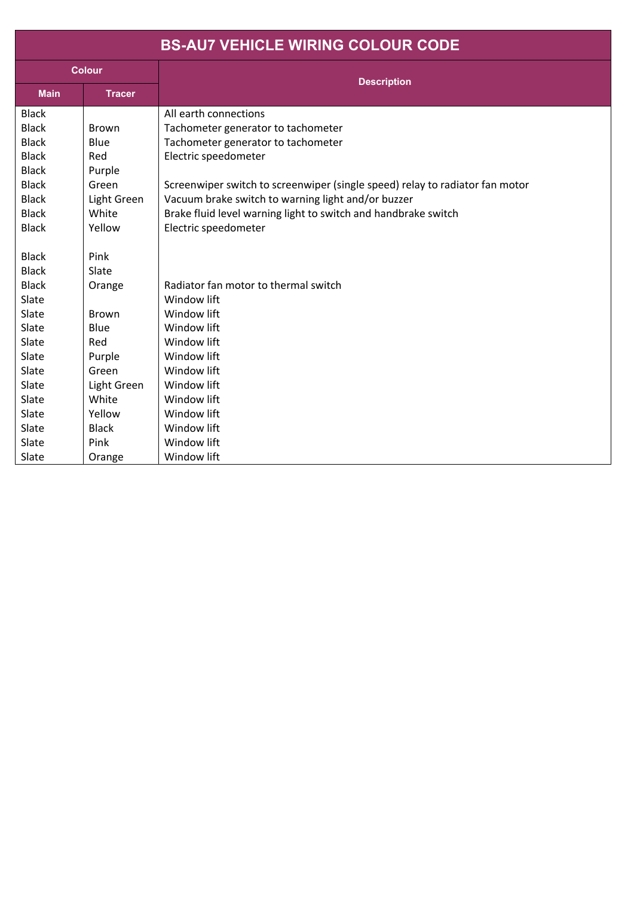| BS-AU7 VEHICLE WIRING COLOUR CODE | | |
|---|---|---|
| Colour | | Description |
| Main | Tracer | |
| Black | | All earth connections |
| Black | Brown | Tachometer generator to tachometer |
| Black | Blue | Tachometer generator to tachometer |
| Black | Red | Electric speedometer |
| Black | Purple | |
| Black | Green | Screenwiper switch to screenwiper (single speed) relay to radiator fan motor |
| Black | Light Green | Vacuum brake switch to warning light and/or buzzer |
| Black | White | Brake fluid level warning light to switch and handbrake switch |
| Black | Yellow | Electric speedometer |
| Black | Pink | |
| Black | Slate | |
| Black | Orange | Radiator fan motor to thermal switch |
| Slate | | Window lift |
| Slate | Brown | Window lift |
| Slate | Blue | Window lift |
| Slate | Red | Window lift |
| Slate | Purple | Window lift |
| Slate | Green | Window lift |
| Slate | Light Green | Window lift |
| Slate | White | Window lift |
| Slate | Yellow | Window lift |
| Slate | Black | Window lift |
| Slate | Pink | Window lift |
| Slate | Orange | Window lift |